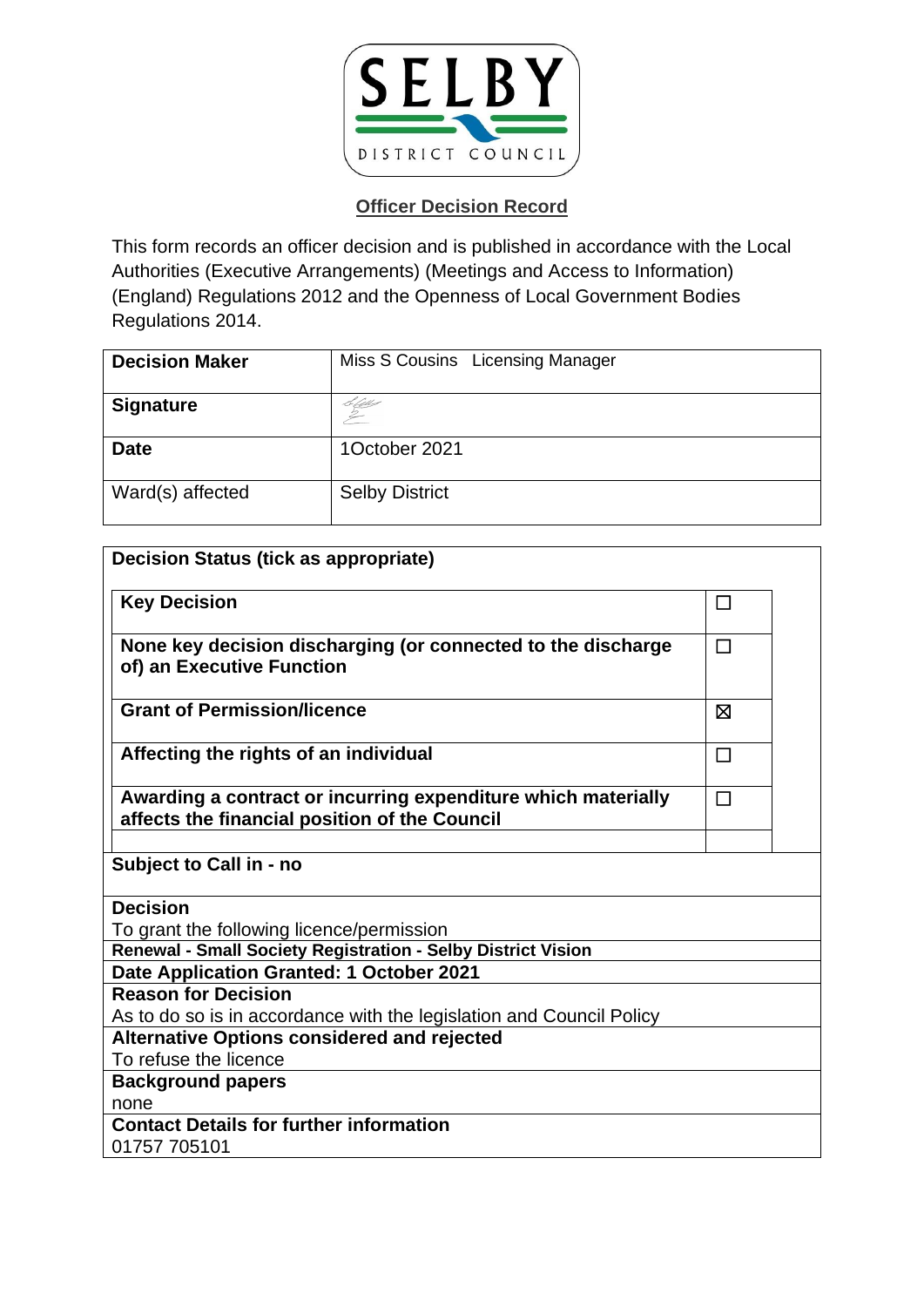SELBY

DISTRICT COUNCIL

## Officer Decision Record

This form records an officer decision and is published in accordance with the Local Authorities (Executive Arrangements) (Meetings and Access to Information) (England) Regulations 2012 and the Openness of Local Government Bodies Regulations 2014.

| **Decision Maker** | Miss S Cousins Licensing Manager |
|---|---|
| **Signature** | |
| **Date** | 1October 2021 |
| Ward(s) affected | Selby District |

**Decision Status (tick as appropriate)**

| | |
|---|---|
| **Key Decision** | ☐ |
| **None key decision discharging (or connected to the discharge of) an Executive Function** | ☐ |
| **Grant of Permission/licence** | ☒ |
| **Affecting the rights of an individual** | ☐ |
| **Awarding a contract or incurring expenditure which materially affects the financial position of the Council** | ☐ |

**Subject to Call in - no**

**Decision**
To grant the following licence/permission

**Renewal - Small Society Registration - Selby District Vision**

**Date Application Granted: 1 October 2021**

**Reason for Decision**
As to do so is in accordance with the legislation and Council Policy

**Alternative Options considered and rejected**
To refuse the licence

**Background papers**
none

**Contact Details for further information**
01757 705101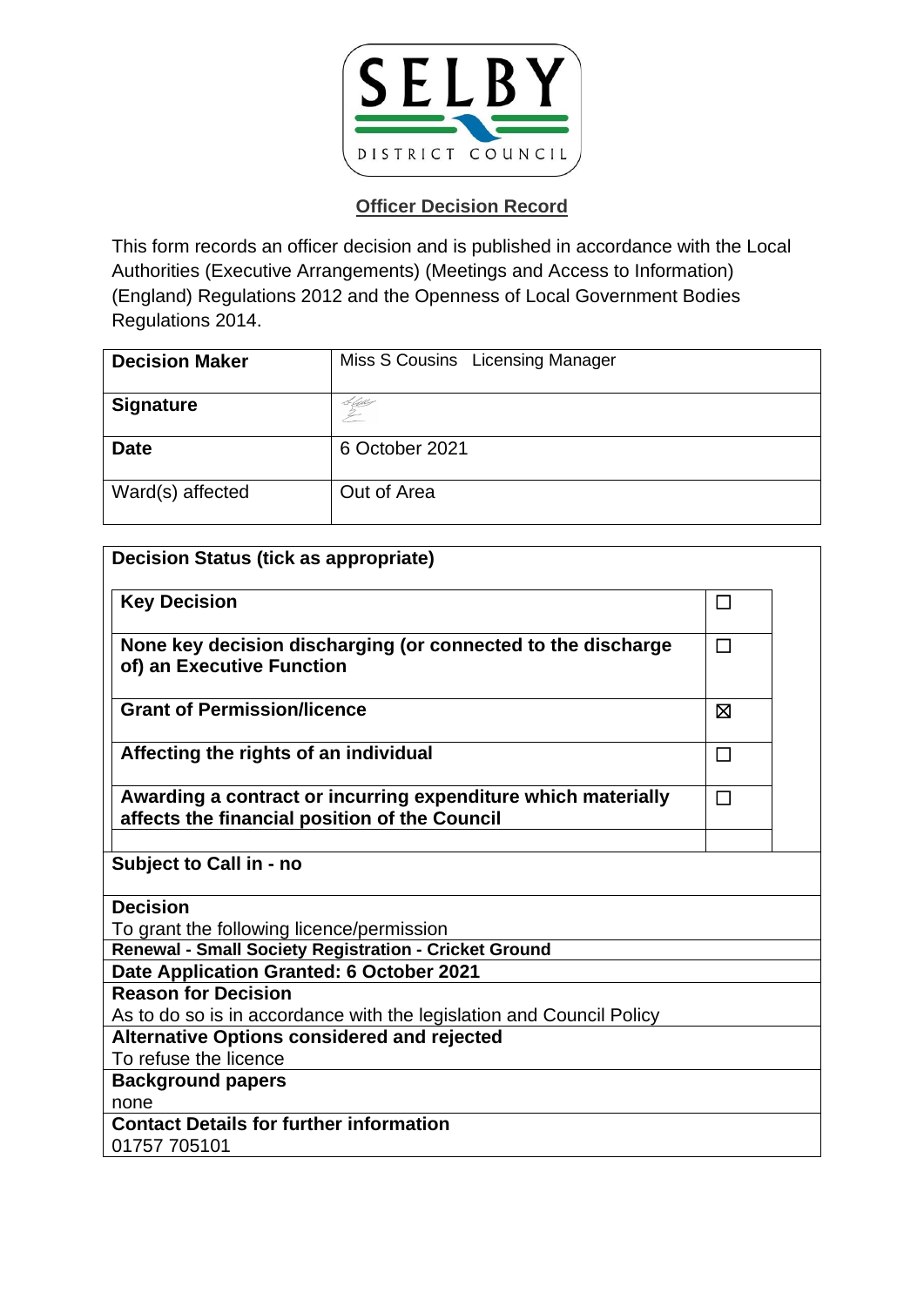SELBY DISTRICT COUNCIL

## Officer Decision Record

This form records an officer decision and is published in accordance with the Local Authorities (Executive Arrangements) (Meetings and Access to Information) (England) Regulations 2012 and the Openness of Local Government Bodies Regulations 2014.

| **Decision Maker** | Miss S Cousins Licensing Manager |
|---|---|
| **Signature** | |
| **Date** | 6 October 2021 |
| Ward(s) affected | Out of Area |

**Decision Status (tick as appropriate)**

| | |
|---|---|
| **Key Decision** | ☐ |
| **None key decision discharging (or connected to the discharge of) an Executive Function** | ☐ |
| **Grant of Permission/licence** | ☒ |
| **Affecting the rights of an individual** | ☐ |
| **Awarding a contract or incurring expenditure which materially affects the financial position of the Council** | ☐ |

**Subject to Call in - no**

**Decision**
To grant the following licence/permission

**Renewal - Small Society Registration - Cricket Ground**

**Date Application Granted: 6 October 2021**

**Reason for Decision**
As to do so is in accordance with the legislation and Council Policy

**Alternative Options considered and rejected**
To refuse the licence

**Background papers**
none

**Contact Details for further information**
01757 705101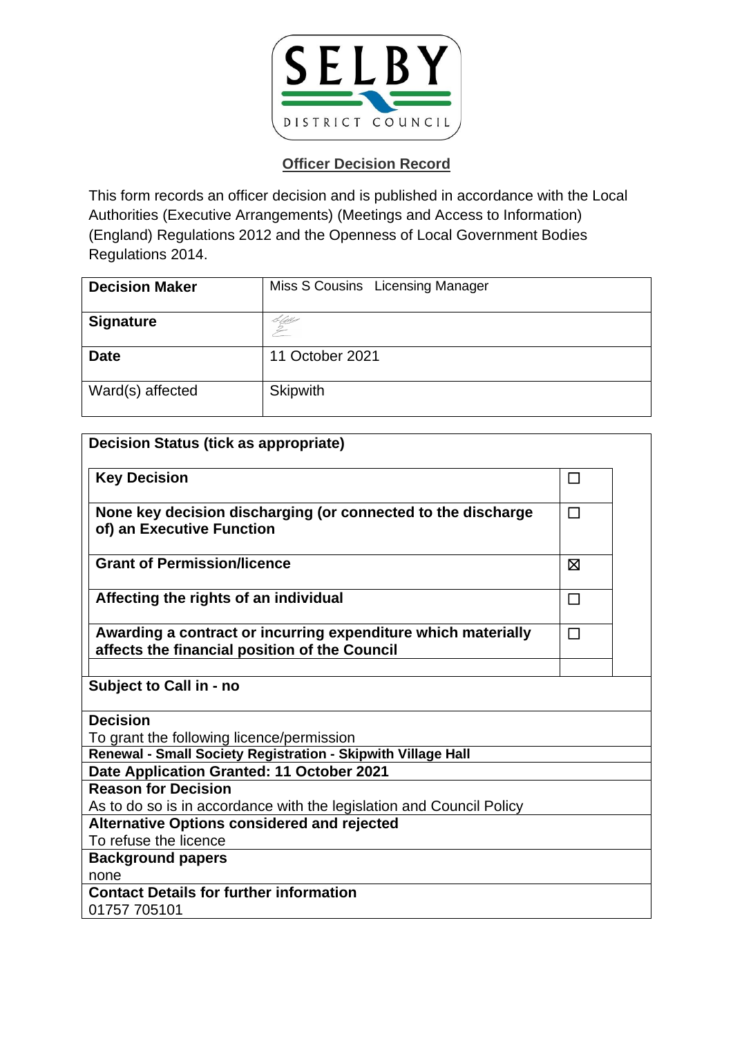SELBY DISTRICT COUNCIL

## Officer Decision Record

This form records an officer decision and is published in accordance with the Local Authorities (Executive Arrangements) (Meetings and Access to Information) (England) Regulations 2012 and the Openness of Local Government Bodies Regulations 2014.

| **Decision Maker** | Miss S Cousins   Licensing Manager |
|---|---|
| **Signature** | |
| **Date** | 11 October 2021 |
| Ward(s) affected | Skipwith |

| **Decision Status (tick as appropriate)** | |
|---|---|
| **Key Decision** | ☐ |
| **None key decision discharging (or connected to the discharge of) an Executive Function** | ☐ |
| **Grant of Permission/licence** | ☒ |
| **Affecting the rights of an individual** | ☐ |
| **Awarding a contract or incurring expenditure which materially affects the financial position of the Council** | ☐ |

**Subject to Call in - no**

**Decision**
To grant the following licence/permission

**Renewal - Small Society Registration - Skipwith Village Hall**

**Date Application Granted: 11 October 2021**

**Reason for Decision**
As to do so is in accordance with the legislation and Council Policy

**Alternative Options considered and rejected**
To refuse the licence

**Background papers**
none

**Contact Details for further information**
01757 705101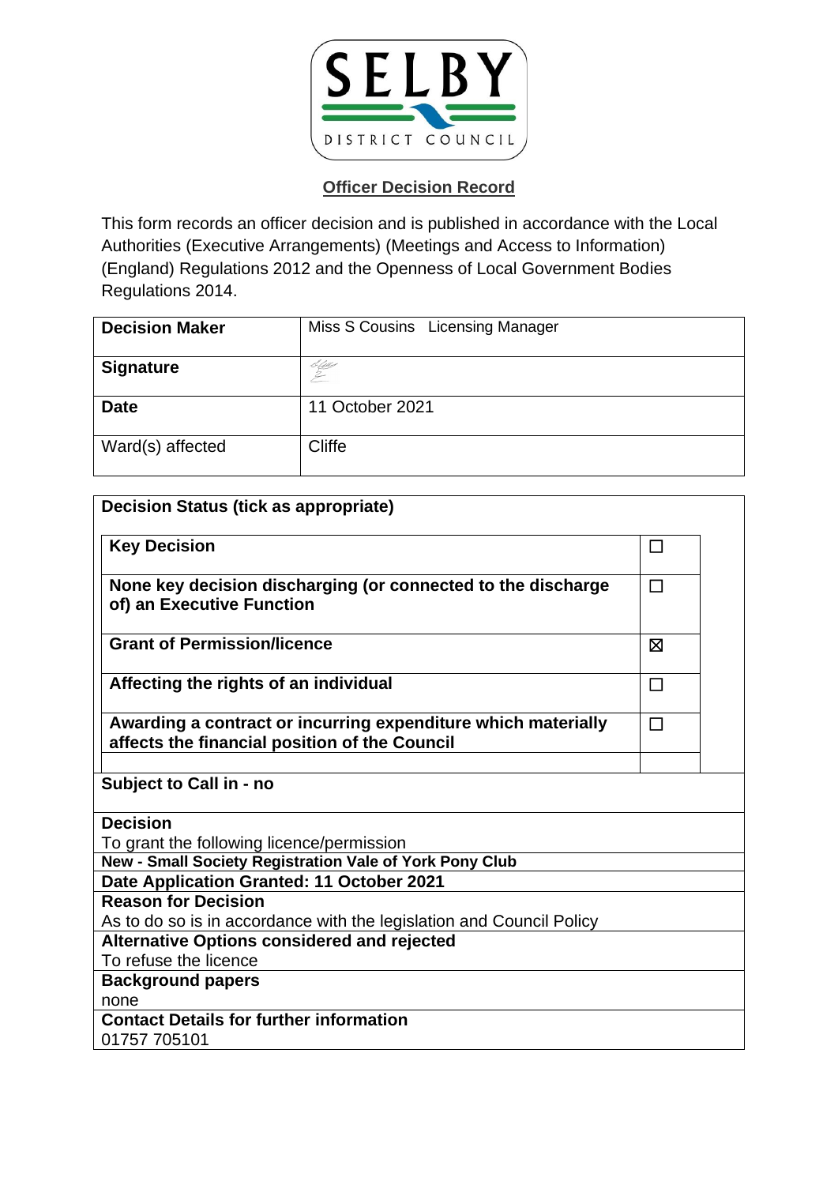SELBY DISTRICT COUNCIL

## Officer Decision Record

This form records an officer decision and is published in accordance with the Local Authorities (Executive Arrangements) (Meetings and Access to Information) (England) Regulations 2012 and the Openness of Local Government Bodies Regulations 2014.

| **Decision Maker** | Miss S Cousins Licensing Manager |
|---|---|
| **Signature** | |
| **Date** | 11 October 2021 |
| Ward(s) affected | Cliffe |

| **Decision Status (tick as appropriate)** | |
|---|---|
| **Key Decision** | ☐ |
| **None key decision discharging (or connected to the discharge of) an Executive Function** | ☐ |
| **Grant of Permission/licence** | ☒ |
| **Affecting the rights of an individual** | ☐ |
| **Awarding a contract or incurring expenditure which materially affects the financial position of the Council** | ☐ |

**Subject to Call in - no**

**Decision**
To grant the following licence/permission

**New - Small Society Registration Vale of York Pony Club**

**Date Application Granted: 11 October 2021**

**Reason for Decision**
As to do so is in accordance with the legislation and Council Policy

**Alternative Options considered and rejected**
To refuse the licence

**Background papers**
none

**Contact Details for further information**
01757 705101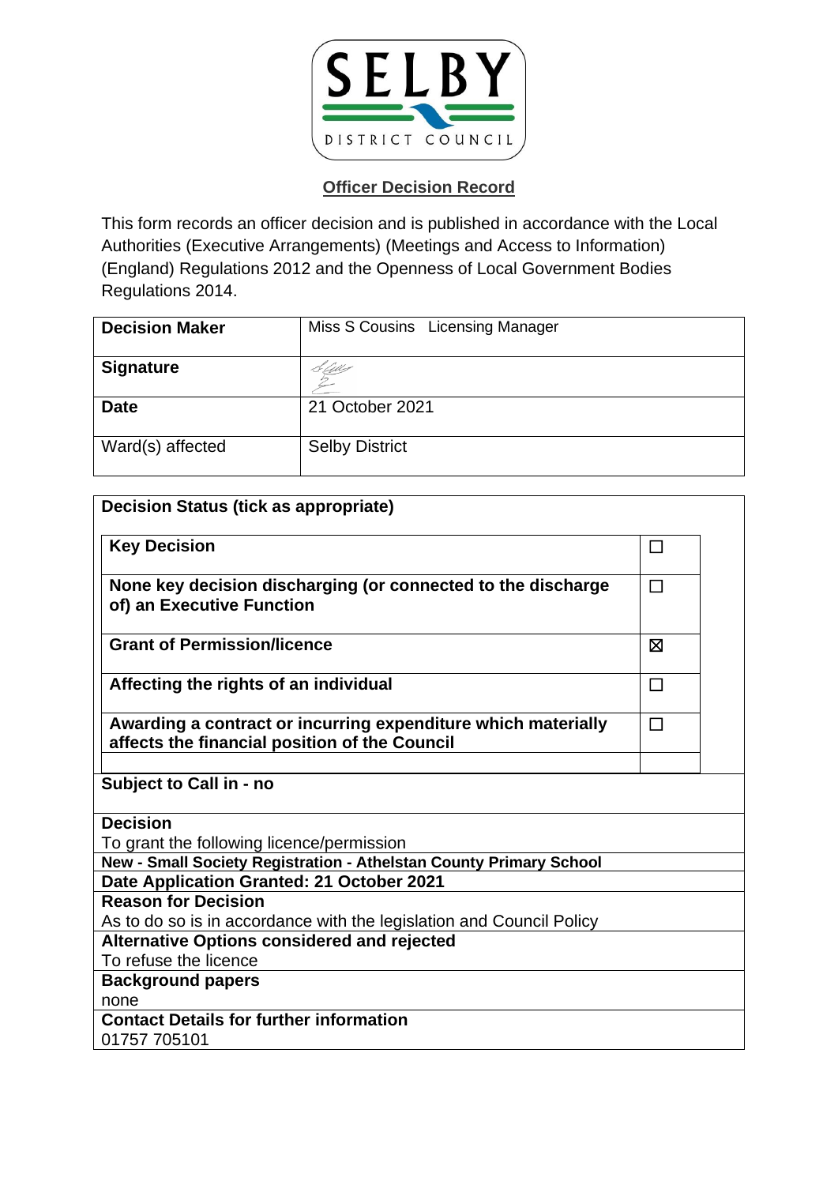SELBY DISTRICT COUNCIL

## Officer Decision Record

This form records an officer decision and is published in accordance with the Local Authorities (Executive Arrangements) (Meetings and Access to Information) (England) Regulations 2012 and the Openness of Local Government Bodies Regulations 2014.

| **Decision Maker** | Miss S Cousins Licensing Manager |
|---|---|
| **Signature** | |
| **Date** | 21 October 2021 |
| Ward(s) affected | Selby District |

**Decision Status (tick as appropriate)**

| | |
|---|---|
| **Key Decision** | ☐ |
| **None key decision discharging (or connected to the discharge of) an Executive Function** | ☐ |
| **Grant of Permission/licence** | ☒ |
| **Affecting the rights of an individual** | ☐ |
| **Awarding a contract or incurring expenditure which materially affects the financial position of the Council** | ☐ |
| | |

**Subject to Call in - no**

**Decision**
To grant the following licence/permission

**New - Small Society Registration - Athelstan County Primary School**

**Date Application Granted: 21 October 2021**

**Reason for Decision**
As to do so is in accordance with the legislation and Council Policy

**Alternative Options considered and rejected**
To refuse the licence

**Background papers**
none

**Contact Details for further information**
01757 705101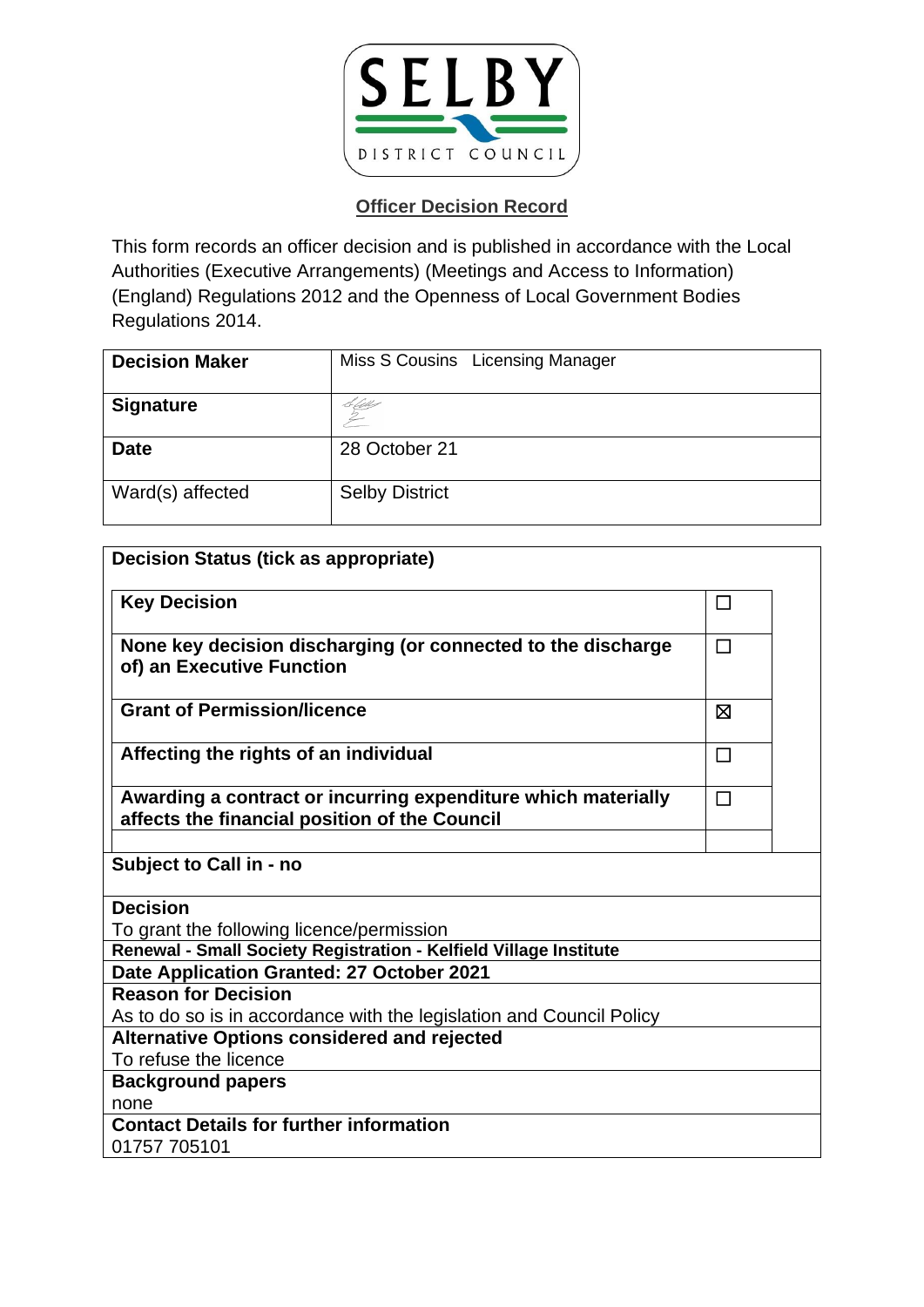SELBY DISTRICT COUNCIL

## Officer Decision Record

This form records an officer decision and is published in accordance with the Local Authorities (Executive Arrangements) (Meetings and Access to Information) (England) Regulations 2012 and the Openness of Local Government Bodies Regulations 2014.

| | |
|---|---|
| **Decision Maker** | Miss S Cousins Licensing Manager |
| **Signature** | |
| **Date** | 28 October 21 |
| Ward(s) affected | Selby District |

| **Decision Status (tick as appropriate)** | |
|---|---|
| **Key Decision** | ☐ |
| **None key decision discharging (or connected to the discharge of) an Executive Function** | ☐ |
| **Grant of Permission/licence** | ☒ |
| **Affecting the rights of an individual** | ☐ |
| **Awarding a contract or incurring expenditure which materially affects the financial position of the Council** | ☐ |

**Subject to Call in - no**

**Decision**
To grant the following licence/permission

**Renewal - Small Society Registration - Kelfield Village Institute**

**Date Application Granted: 27 October 2021**

**Reason for Decision**
As to do so is in accordance with the legislation and Council Policy

**Alternative Options considered and rejected**
To refuse the licence

**Background papers**
none

**Contact Details for further information**
01757 705101